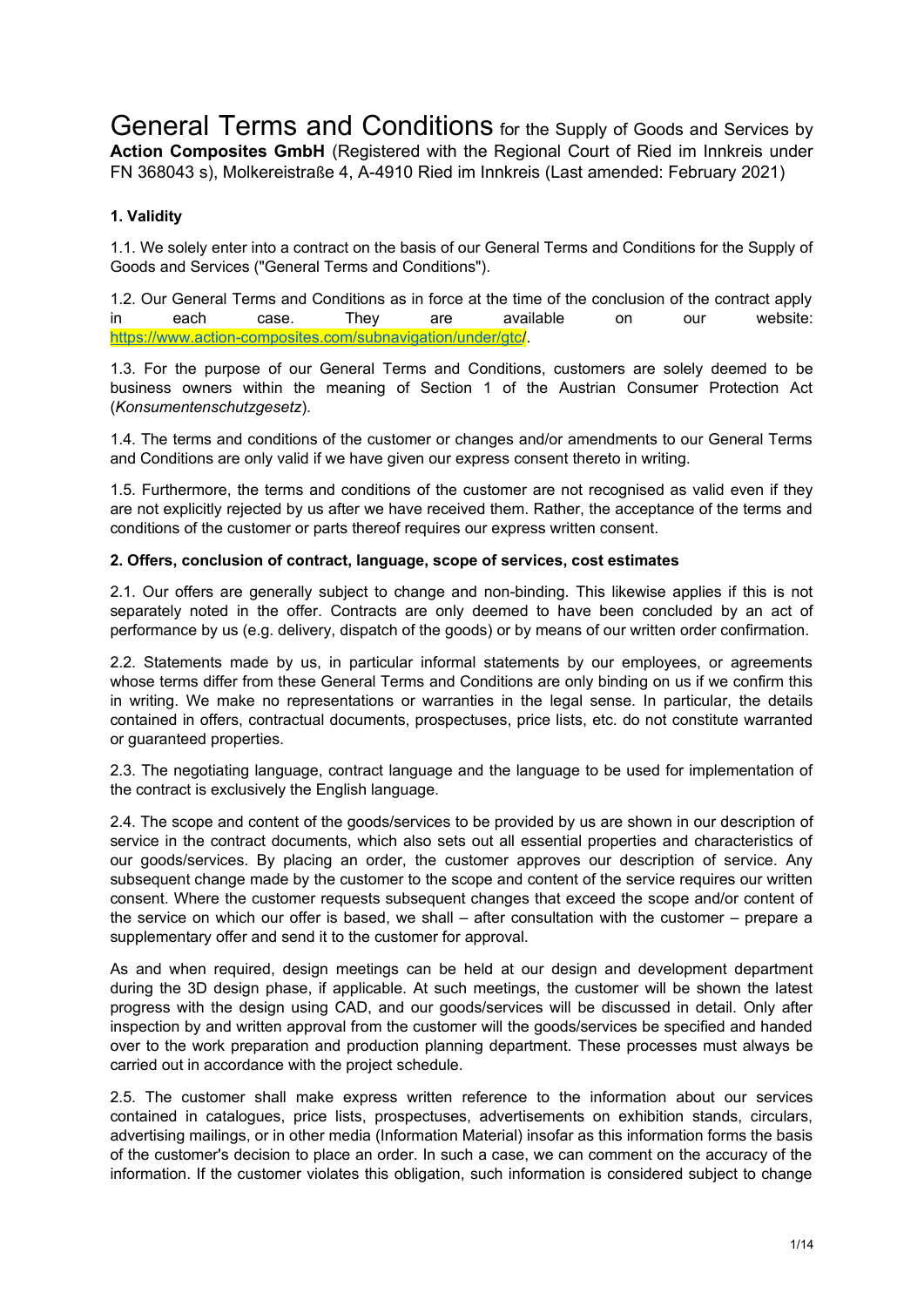# General Terms and Conditions for the Supply of Goods and Services by **Action Composites GmbH** (Registered with the Regional Court of Ried im Innkreis under FN 368043 s), Molkereistraße 4, A-4910 Ried im Innkreis (Last amended: February 2021)

## 1. Validity

1.1. We solely enter into a contract on the basis of our General Terms and Conditions for the Supply of Goods and Services ("General Terms and Conditions").

1.2. Our General Terms and Conditions as in force at the time of the conclusion of the contract apply in each case. They are available on our website: https://www.action-composites.com/subnavigation/under/gtc/.

1.3. For the purpose of our General Terms and Conditions, customers are solely deemed to be business owners within the meaning of Section 1 of the Austrian Consumer Protection Act (*Konsumentenschutzgesetz*).

1.4. The terms and conditions of the customer or changes and/or amendments to our General Terms and Conditions are only valid if we have given our express consent thereto in writing.

1.5. Furthermore, the terms and conditions of the customer are not recognised as valid even if they are not explicitly rejected by us after we have received them. Rather, the acceptance of the terms and conditions of the customer or parts thereof requires our express written consent.

## 2. Offers, conclusion of contract, language, scope of services, cost estimates

2.1. Our offers are generally subject to change and non-binding. This likewise applies if this is not separately noted in the offer. Contracts are only deemed to have been concluded by an act of performance by us (e.g. delivery, dispatch of the goods) or by means of our written order confirmation.

2.2. Statements made by us, in particular informal statements by our employees, or agreements whose terms differ from these General Terms and Conditions are only binding on us if we confirm this in writing. We make no representations or warranties in the legal sense. In particular, the details contained in offers, contractual documents, prospectuses, price lists, etc. do not constitute warranted or guaranteed properties.

2.3. The negotiating language, contract language and the language to be used for implementation of the contract is exclusively the English language.

2.4. The scope and content of the goods/services to be provided by us are shown in our description of service in the contract documents, which also sets out all essential properties and characteristics of our goods/services. By placing an order, the customer approves our description of service. Any subsequent change made by the customer to the scope and content of the service requires our written consent. Where the customer requests subsequent changes that exceed the scope and/or content of the service on which our offer is based, we shall – after consultation with the customer – prepare a supplementary offer and send it to the customer for approval.

As and when required, design meetings can be held at our design and development department during the 3D design phase, if applicable. At such meetings, the customer will be shown the latest progress with the design using CAD, and our goods/services will be discussed in detail. Only after inspection by and written approval from the customer will the goods/services be specified and handed over to the work preparation and production planning department. These processes must always be carried out in accordance with the project schedule.

2.5. The customer shall make express written reference to the information about our services contained in catalogues, price lists, prospectuses, advertisements on exhibition stands, circulars, advertising mailings, or in other media (Information Material) insofar as this information forms the basis of the customer's decision to place an order. In such a case, we can comment on the accuracy of the information. If the customer violates this obligation, such information is considered subject to change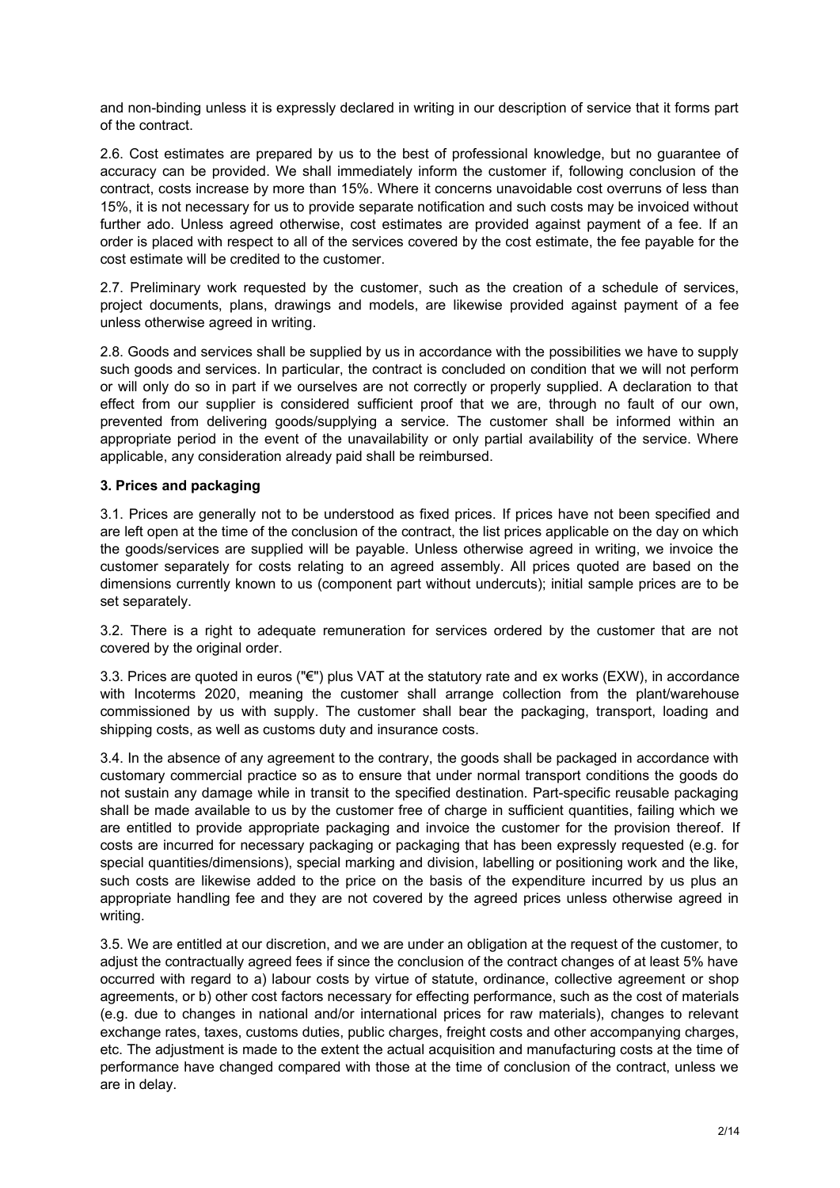and non-binding unless it is expressly declared in writing in our description of service that it forms part of the contract.

2.6. Cost estimates are prepared by us to the best of professional knowledge, but no guarantee of accuracy can be provided. We shall immediately inform the customer if, following conclusion of the contract, costs increase by more than 15%. Where it concerns unavoidable cost overruns of less than 15%, it is not necessary for us to provide separate notification and such costs may be invoiced without further ado. Unless agreed otherwise, cost estimates are provided against payment of a fee. If an order is placed with respect to all of the services covered by the cost estimate, the fee payable for the cost estimate will be credited to the customer.

2.7. Preliminary work requested by the customer, such as the creation of a schedule of services, project documents, plans, drawings and models, are likewise provided against payment of a fee unless otherwise agreed in writing.

2.8. Goods and services shall be supplied by us in accordance with the possibilities we have to supply such goods and services. In particular, the contract is concluded on condition that we will not perform or will only do so in part if we ourselves are not correctly or properly supplied. A declaration to that effect from our supplier is considered sufficient proof that we are, through no fault of our own, prevented from delivering goods/supplying a service. The customer shall be informed within an appropriate period in the event of the unavailability or only partial availability of the service. Where applicable, any consideration already paid shall be reimbursed.

### 3. Prices and packaging

3.1. Prices are generally not to be understood as fixed prices. If prices have not been specified and are left open at the time of the conclusion of the contract, the list prices applicable on the day on which the goods/services are supplied will be payable. Unless otherwise agreed in writing, we invoice the customer separately for costs relating to an agreed assembly. All prices quoted are based on the dimensions currently known to us (component part without undercuts); initial sample prices are to be set separately.

3.2. There is a right to adequate remuneration for services ordered by the customer that are not covered by the original order.

3.3. Prices are quoted in euros ("€") plus VAT at the statutory rate and ex works (EXW), in accordance with Incoterms 2020, meaning the customer shall arrange collection from the plant/warehouse commissioned by us with supply. The customer shall bear the packaging, transport, loading and shipping costs, as well as customs duty and insurance costs.

3.4. In the absence of any agreement to the contrary, the goods shall be packaged in accordance with customary commercial practice so as to ensure that under normal transport conditions the goods do not sustain any damage while in transit to the specified destination. Part-specific reusable packaging shall be made available to us by the customer free of charge in sufficient quantities, failing which we are entitled to provide appropriate packaging and invoice the customer for the provision thereof. If costs are incurred for necessary packaging or packaging that has been expressly requested (e.g. for special quantities/dimensions), special marking and division, labelling or positioning work and the like, such costs are likewise added to the price on the basis of the expenditure incurred by us plus an appropriate handling fee and they are not covered by the agreed prices unless otherwise agreed in writing.

3.5. We are entitled at our discretion, and we are under an obligation at the request of the customer, to adjust the contractually agreed fees if since the conclusion of the contract changes of at least 5% have occurred with regard to a) labour costs by virtue of statute, ordinance, collective agreement or shop agreements, or b) other cost factors necessary for effecting performance, such as the cost of materials (e.g. due to changes in national and/or international prices for raw materials), changes to relevant exchange rates, taxes, customs duties, public charges, freight costs and other accompanying charges, etc. The adjustment is made to the extent the actual acquisition and manufacturing costs at the time of performance have changed compared with those at the time of conclusion of the contract, unless we are in delay.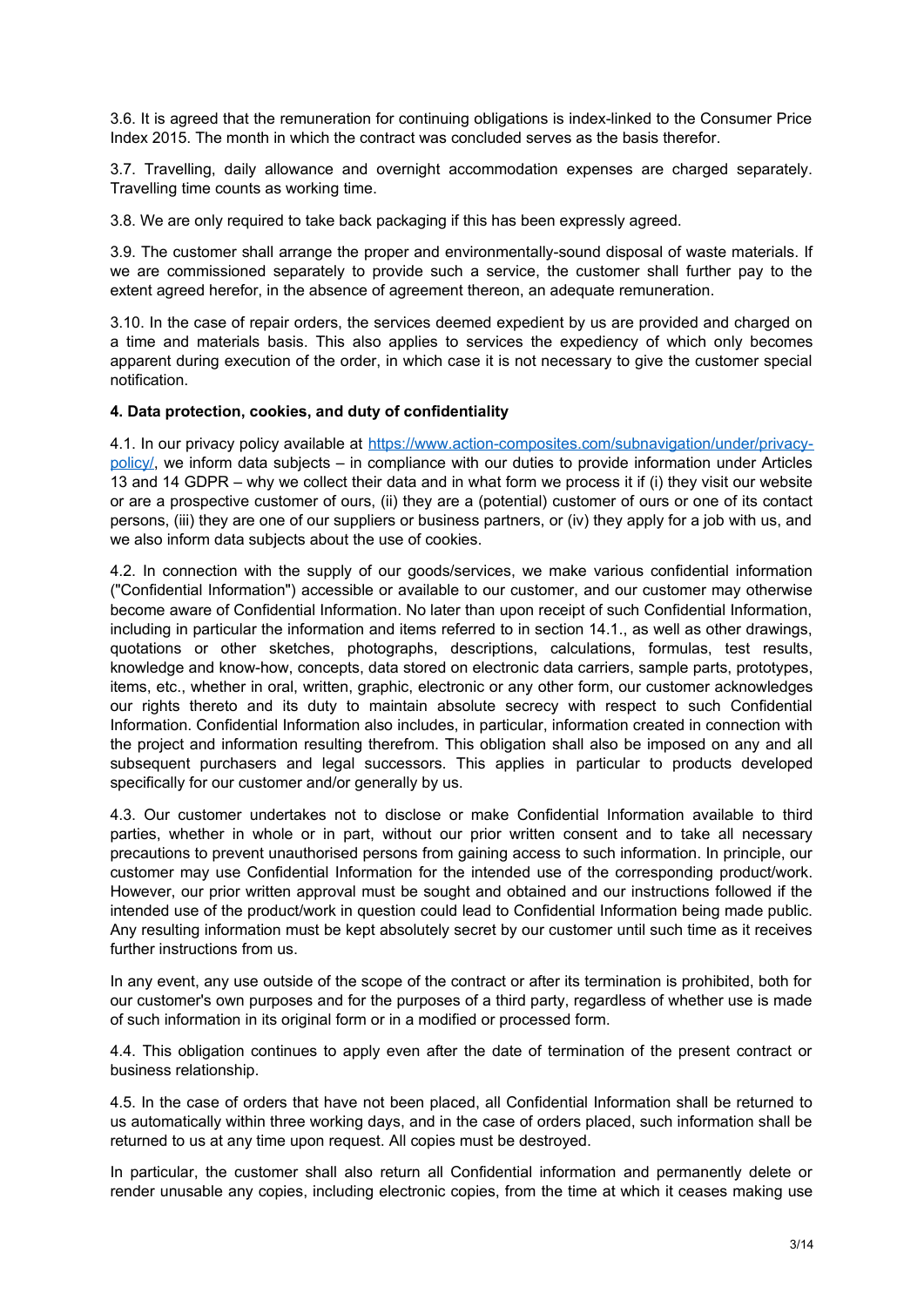3.6. It is agreed that the remuneration for continuing obligations is index-linked to the Consumer Price Index 2015. The month in which the contract was concluded serves as the basis therefor.

3.7. Travelling, daily allowance and overnight accommodation expenses are charged separately. Travelling time counts as working time.

3.8. We are only required to take back packaging if this has been expressly agreed.

3.9. The customer shall arrange the proper and environmentally-sound disposal of waste materials. If we are commissioned separately to provide such a service, the customer shall further pay to the extent agreed herefor, in the absence of agreement thereon, an adequate remuneration.

3.10. In the case of repair orders, the services deemed expedient by us are provided and charged on a time and materials basis. This also applies to services the expediency of which only becomes apparent during execution of the order, in which case it is not necessary to give the customer special notification.

**4. Data protection, cookies, and duty of confidentiality**

4.1. In our privacy policy available at [https://www.action-composites.com/subnavigation/under/privacy-policy/](https://www.action-composites.com/subnavigation/under/privacy-policy/), we inform data subjects – in compliance with our duties to provide information under Articles 13 and 14 GDPR – why we collect their data and in what form we process it if (i) they visit our website or are a prospective customer of ours, (ii) they are a (potential) customer of ours or one of its contact persons, (iii) they are one of our suppliers or business partners, or (iv) they apply for a job with us, and we also inform data subjects about the use of cookies.

4.2. In connection with the supply of our goods/services, we make various confidential information ("Confidential Information") accessible or available to our customer, and our customer may otherwise become aware of Confidential Information. No later than upon receipt of such Confidential Information, including in particular the information and items referred to in section 14.1., as well as other drawings, quotations or other sketches, photographs, descriptions, calculations, formulas, test results, knowledge and know-how, concepts, data stored on electronic data carriers, sample parts, prototypes, items, etc., whether in oral, written, graphic, electronic or any other form, our customer acknowledges our rights thereto and its duty to maintain absolute secrecy with respect to such Confidential Information. Confidential Information also includes, in particular, information created in connection with the project and information resulting therefrom. This obligation shall also be imposed on any and all subsequent purchasers and legal successors. This applies in particular to products developed specifically for our customer and/or generally by us.

4.3. Our customer undertakes not to disclose or make Confidential Information available to third parties, whether in whole or in part, without our prior written consent and to take all necessary precautions to prevent unauthorised persons from gaining access to such information. In principle, our customer may use Confidential Information for the intended use of the corresponding product/work. However, our prior written approval must be sought and obtained and our instructions followed if the intended use of the product/work in question could lead to Confidential Information being made public. Any resulting information must be kept absolutely secret by our customer until such time as it receives further instructions from us.

In any event, any use outside of the scope of the contract or after its termination is prohibited, both for our customer's own purposes and for the purposes of a third party, regardless of whether use is made of such information in its original form or in a modified or processed form.

4.4. This obligation continues to apply even after the date of termination of the present contract or business relationship.

4.5. In the case of orders that have not been placed, all Confidential Information shall be returned to us automatically within three working days, and in the case of orders placed, such information shall be returned to us at any time upon request. All copies must be destroyed.

In particular, the customer shall also return all Confidential information and permanently delete or render unusable any copies, including electronic copies, from the time at which it ceases making use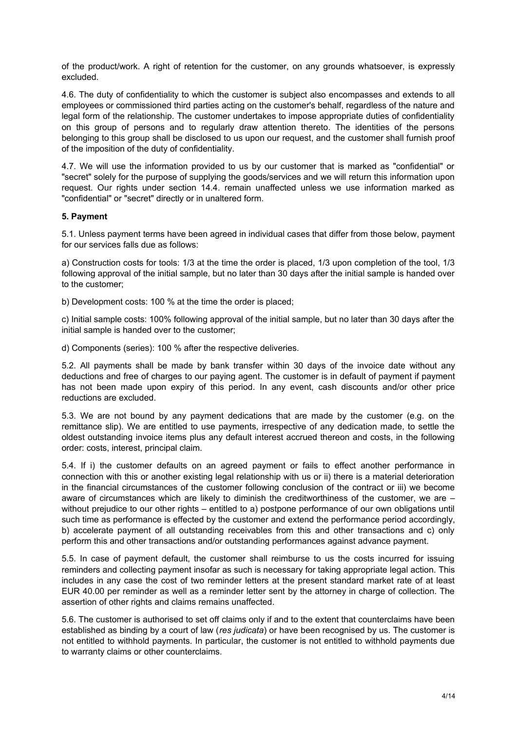of the product/work. A right of retention for the customer, on any grounds whatsoever, is expressly excluded.

4.6. The duty of confidentiality to which the customer is subject also encompasses and extends to all employees or commissioned third parties acting on the customer's behalf, regardless of the nature and legal form of the relationship. The customer undertakes to impose appropriate duties of confidentiality on this group of persons and to regularly draw attention thereto. The identities of the persons belonging to this group shall be disclosed to us upon our request, and the customer shall furnish proof of the imposition of the duty of confidentiality.

4.7. We will use the information provided to us by our customer that is marked as "confidential" or "secret" solely for the purpose of supplying the goods/services and we will return this information upon request. Our rights under section 14.4. remain unaffected unless we use information marked as "confidential" or "secret" directly or in unaltered form.

**5. Payment**

5.1. Unless payment terms have been agreed in individual cases that differ from those below, payment for our services falls due as follows:

a) Construction costs for tools: 1/3 at the time the order is placed, 1/3 upon completion of the tool, 1/3 following approval of the initial sample, but no later than 30 days after the initial sample is handed over to the customer;

b) Development costs: 100 % at the time the order is placed;

c) Initial sample costs: 100% following approval of the initial sample, but no later than 30 days after the initial sample is handed over to the customer;

d) Components (series): 100 % after the respective deliveries.

5.2. All payments shall be made by bank transfer within 30 days of the invoice date without any deductions and free of charges to our paying agent. The customer is in default of payment if payment has not been made upon expiry of this period. In any event, cash discounts and/or other price reductions are excluded.

5.3. We are not bound by any payment dedications that are made by the customer (e.g. on the remittance slip). We are entitled to use payments, irrespective of any dedication made, to settle the oldest outstanding invoice items plus any default interest accrued thereon and costs, in the following order: costs, interest, principal claim.

5.4. If i) the customer defaults on an agreed payment or fails to effect another performance in connection with this or another existing legal relationship with us or ii) there is a material deterioration in the financial circumstances of the customer following conclusion of the contract or iii) we become aware of circumstances which are likely to diminish the creditworthiness of the customer, we are – without prejudice to our other rights – entitled to a) postpone performance of our own obligations until such time as performance is effected by the customer and extend the performance period accordingly, b) accelerate payment of all outstanding receivables from this and other transactions and c) only perform this and other transactions and/or outstanding performances against advance payment.

5.5. In case of payment default, the customer shall reimburse to us the costs incurred for issuing reminders and collecting payment insofar as such is necessary for taking appropriate legal action. This includes in any case the cost of two reminder letters at the present standard market rate of at least EUR 40.00 per reminder as well as a reminder letter sent by the attorney in charge of collection. The assertion of other rights and claims remains unaffected.

5.6. The customer is authorised to set off claims only if and to the extent that counterclaims have been established as binding by a court of law (*res judicata*) or have been recognised by us. The customer is not entitled to withhold payments. In particular, the customer is not entitled to withhold payments due to warranty claims or other counterclaims.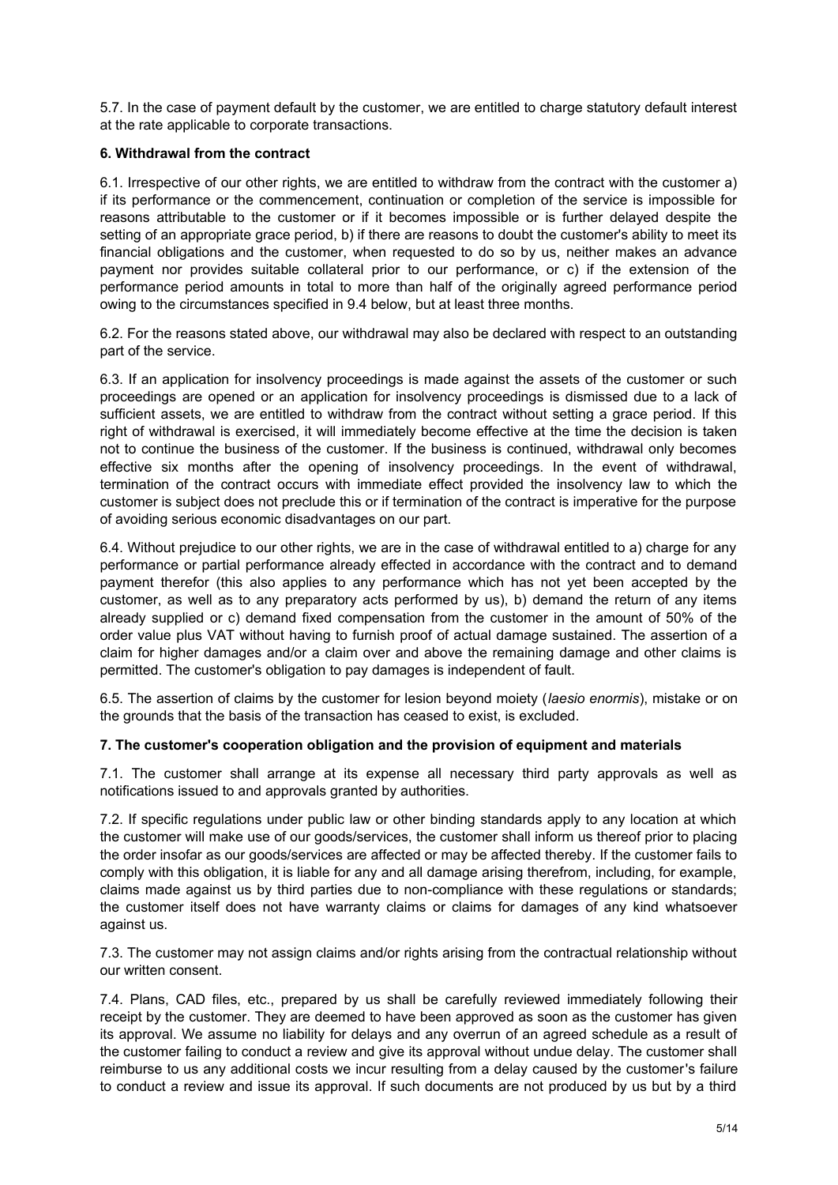5.7. In the case of payment default by the customer, we are entitled to charge statutory default interest at the rate applicable to corporate transactions.

**6. Withdrawal from the contract**

6.1. Irrespective of our other rights, we are entitled to withdraw from the contract with the customer a) if its performance or the commencement, continuation or completion of the service is impossible for reasons attributable to the customer or if it becomes impossible or is further delayed despite the setting of an appropriate grace period, b) if there are reasons to doubt the customer's ability to meet its financial obligations and the customer, when requested to do so by us, neither makes an advance payment nor provides suitable collateral prior to our performance, or c) if the extension of the performance period amounts in total to more than half of the originally agreed performance period owing to the circumstances specified in 9.4 below, but at least three months.

6.2. For the reasons stated above, our withdrawal may also be declared with respect to an outstanding part of the service.

6.3. If an application for insolvency proceedings is made against the assets of the customer or such proceedings are opened or an application for insolvency proceedings is dismissed due to a lack of sufficient assets, we are entitled to withdraw from the contract without setting a grace period. If this right of withdrawal is exercised, it will immediately become effective at the time the decision is taken not to continue the business of the customer. If the business is continued, withdrawal only becomes effective six months after the opening of insolvency proceedings. In the event of withdrawal, termination of the contract occurs with immediate effect provided the insolvency law to which the customer is subject does not preclude this or if termination of the contract is imperative for the purpose of avoiding serious economic disadvantages on our part.

6.4. Without prejudice to our other rights, we are in the case of withdrawal entitled to a) charge for any performance or partial performance already effected in accordance with the contract and to demand payment therefor (this also applies to any performance which has not yet been accepted by the customer, as well as to any preparatory acts performed by us), b) demand the return of any items already supplied or c) demand fixed compensation from the customer in the amount of 50% of the order value plus VAT without having to furnish proof of actual damage sustained. The assertion of a claim for higher damages and/or a claim over and above the remaining damage and other claims is permitted. The customer's obligation to pay damages is independent of fault.

6.5. The assertion of claims by the customer for lesion beyond moiety (*laesio enormis*), mistake or on the grounds that the basis of the transaction has ceased to exist, is excluded.

**7. The customer's cooperation obligation and the provision of equipment and materials**

7.1. The customer shall arrange at its expense all necessary third party approvals as well as notifications issued to and approvals granted by authorities.

7.2. If specific regulations under public law or other binding standards apply to any location at which the customer will make use of our goods/services, the customer shall inform us thereof prior to placing the order insofar as our goods/services are affected or may be affected thereby. If the customer fails to comply with this obligation, it is liable for any and all damage arising therefrom, including, for example, claims made against us by third parties due to non-compliance with these regulations or standards; the customer itself does not have warranty claims or claims for damages of any kind whatsoever against us.

7.3. The customer may not assign claims and/or rights arising from the contractual relationship without our written consent.

7.4. Plans, CAD files, etc., prepared by us shall be carefully reviewed immediately following their receipt by the customer. They are deemed to have been approved as soon as the customer has given its approval. We assume no liability for delays and any overrun of an agreed schedule as a result of the customer failing to conduct a review and give its approval without undue delay. The customer shall reimburse to us any additional costs we incur resulting from a delay caused by the customer's failure to conduct a review and issue its approval. If such documents are not produced by us but by a third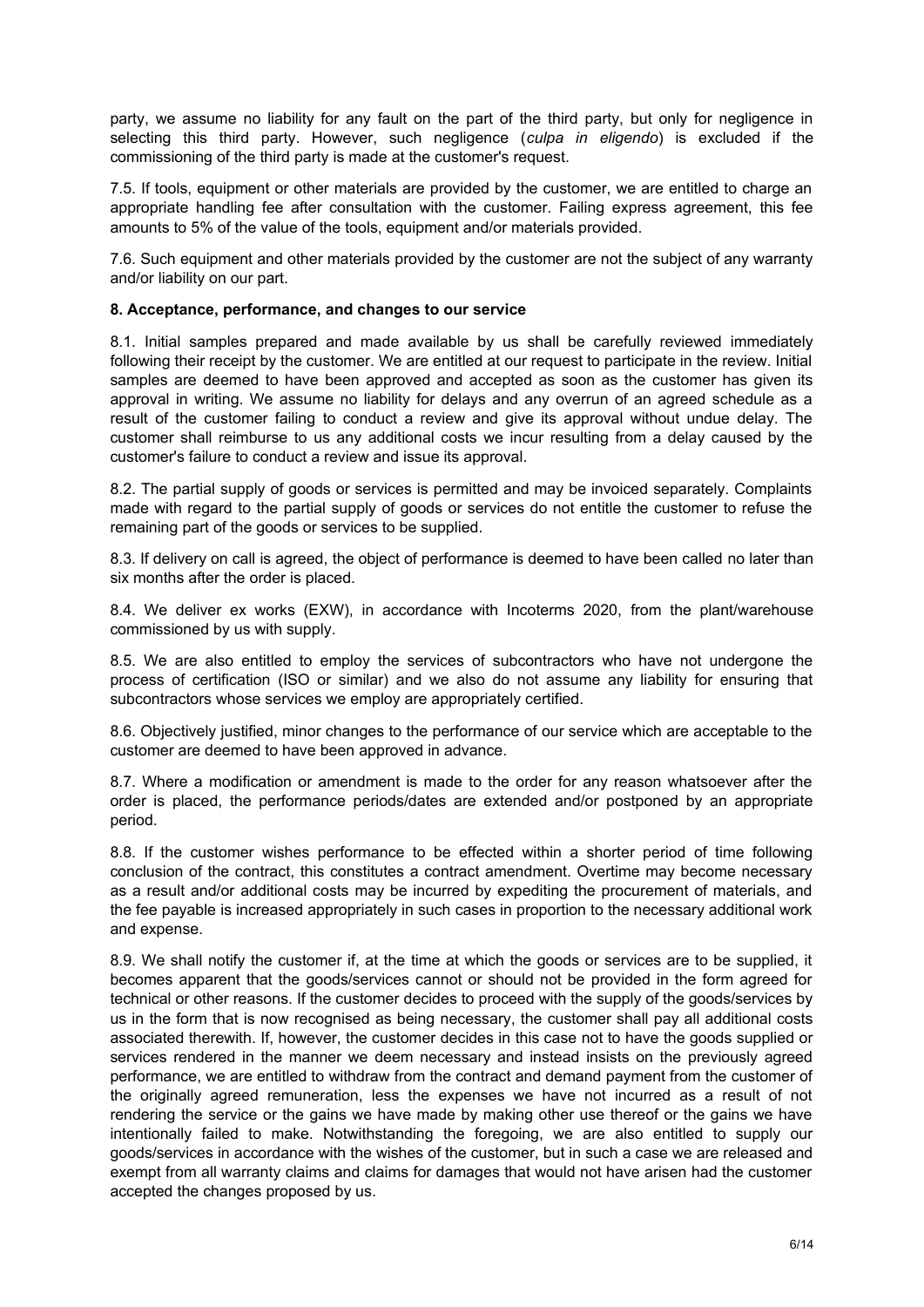party, we assume no liability for any fault on the part of the third party, but only for negligence in selecting this third party. However, such negligence (*culpa in eligendo*) is excluded if the commissioning of the third party is made at the customer's request.

7.5. If tools, equipment or other materials are provided by the customer, we are entitled to charge an appropriate handling fee after consultation with the customer. Failing express agreement, this fee amounts to 5% of the value of the tools, equipment and/or materials provided.

7.6. Such equipment and other materials provided by the customer are not the subject of any warranty and/or liability on our part.

**8. Acceptance, performance, and changes to our service**

8.1. Initial samples prepared and made available by us shall be carefully reviewed immediately following their receipt by the customer. We are entitled at our request to participate in the review. Initial samples are deemed to have been approved and accepted as soon as the customer has given its approval in writing. We assume no liability for delays and any overrun of an agreed schedule as a result of the customer failing to conduct a review and give its approval without undue delay. The customer shall reimburse to us any additional costs we incur resulting from a delay caused by the customer's failure to conduct a review and issue its approval.

8.2. The partial supply of goods or services is permitted and may be invoiced separately. Complaints made with regard to the partial supply of goods or services do not entitle the customer to refuse the remaining part of the goods or services to be supplied.

8.3. If delivery on call is agreed, the object of performance is deemed to have been called no later than six months after the order is placed.

8.4. We deliver ex works (EXW), in accordance with Incoterms 2020, from the plant/warehouse commissioned by us with supply.

8.5. We are also entitled to employ the services of subcontractors who have not undergone the process of certification (ISO or similar) and we also do not assume any liability for ensuring that subcontractors whose services we employ are appropriately certified.

8.6. Objectively justified, minor changes to the performance of our service which are acceptable to the customer are deemed to have been approved in advance.

8.7. Where a modification or amendment is made to the order for any reason whatsoever after the order is placed, the performance periods/dates are extended and/or postponed by an appropriate period.

8.8. If the customer wishes performance to be effected within a shorter period of time following conclusion of the contract, this constitutes a contract amendment. Overtime may become necessary as a result and/or additional costs may be incurred by expediting the procurement of materials, and the fee payable is increased appropriately in such cases in proportion to the necessary additional work and expense.

8.9. We shall notify the customer if, at the time at which the goods or services are to be supplied, it becomes apparent that the goods/services cannot or should not be provided in the form agreed for technical or other reasons. If the customer decides to proceed with the supply of the goods/services by us in the form that is now recognised as being necessary, the customer shall pay all additional costs associated therewith. If, however, the customer decides in this case not to have the goods supplied or services rendered in the manner we deem necessary and instead insists on the previously agreed performance, we are entitled to withdraw from the contract and demand payment from the customer of the originally agreed remuneration, less the expenses we have not incurred as a result of not rendering the service or the gains we have made by making other use thereof or the gains we have intentionally failed to make. Notwithstanding the foregoing, we are also entitled to supply our goods/services in accordance with the wishes of the customer, but in such a case we are released and exempt from all warranty claims and claims for damages that would not have arisen had the customer accepted the changes proposed by us.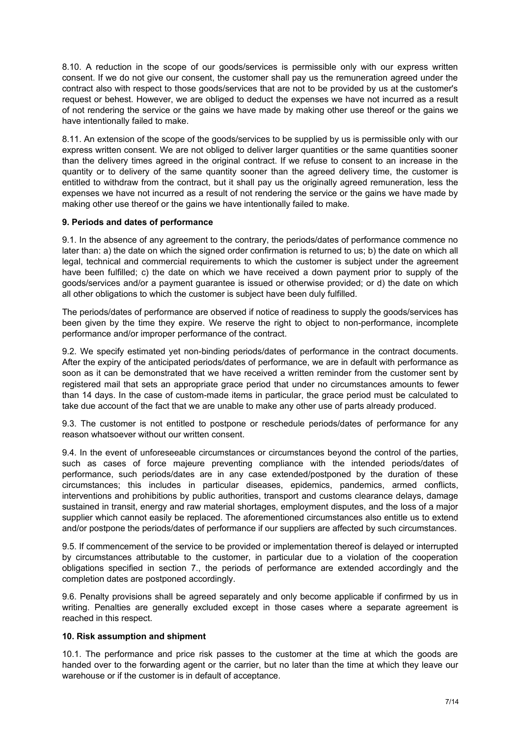8.10. A reduction in the scope of our goods/services is permissible only with our express written consent. If we do not give our consent, the customer shall pay us the remuneration agreed under the contract also with respect to those goods/services that are not to be provided by us at the customer's request or behest. However, we are obliged to deduct the expenses we have not incurred as a result of not rendering the service or the gains we have made by making other use thereof or the gains we have intentionally failed to make.

8.11. An extension of the scope of the goods/services to be supplied by us is permissible only with our express written consent. We are not obliged to deliver larger quantities or the same quantities sooner than the delivery times agreed in the original contract. If we refuse to consent to an increase in the quantity or to delivery of the same quantity sooner than the agreed delivery time, the customer is entitled to withdraw from the contract, but it shall pay us the originally agreed remuneration, less the expenses we have not incurred as a result of not rendering the service or the gains we have made by making other use thereof or the gains we have intentionally failed to make.

### 9. Periods and dates of performance

9.1. In the absence of any agreement to the contrary, the periods/dates of performance commence no later than: a) the date on which the signed order confirmation is returned to us; b) the date on which all legal, technical and commercial requirements to which the customer is subject under the agreement have been fulfilled; c) the date on which we have received a down payment prior to supply of the goods/services and/or a payment guarantee is issued or otherwise provided; or d) the date on which all other obligations to which the customer is subject have been duly fulfilled.

The periods/dates of performance are observed if notice of readiness to supply the goods/services has been given by the time they expire. We reserve the right to object to non-performance, incomplete performance and/or improper performance of the contract.

9.2. We specify estimated yet non-binding periods/dates of performance in the contract documents. After the expiry of the anticipated periods/dates of performance, we are in default with performance as soon as it can be demonstrated that we have received a written reminder from the customer sent by registered mail that sets an appropriate grace period that under no circumstances amounts to fewer than 14 days. In the case of custom-made items in particular, the grace period must be calculated to take due account of the fact that we are unable to make any other use of parts already produced.

9.3. The customer is not entitled to postpone or reschedule periods/dates of performance for any reason whatsoever without our written consent.

9.4. In the event of unforeseeable circumstances or circumstances beyond the control of the parties, such as cases of force majeure preventing compliance with the intended periods/dates of performance, such periods/dates are in any case extended/postponed by the duration of these circumstances; this includes in particular diseases, epidemics, pandemics, armed conflicts, interventions and prohibitions by public authorities, transport and customs clearance delays, damage sustained in transit, energy and raw material shortages, employment disputes, and the loss of a major supplier which cannot easily be replaced. The aforementioned circumstances also entitle us to extend and/or postpone the periods/dates of performance if our suppliers are affected by such circumstances.

9.5. If commencement of the service to be provided or implementation thereof is delayed or interrupted by circumstances attributable to the customer, in particular due to a violation of the cooperation obligations specified in section 7., the periods of performance are extended accordingly and the completion dates are postponed accordingly.

9.6. Penalty provisions shall be agreed separately and only become applicable if confirmed by us in writing. Penalties are generally excluded except in those cases where a separate agreement is reached in this respect.

### 10. Risk assumption and shipment

10.1. The performance and price risk passes to the customer at the time at which the goods are handed over to the forwarding agent or the carrier, but no later than the time at which they leave our warehouse or if the customer is in default of acceptance.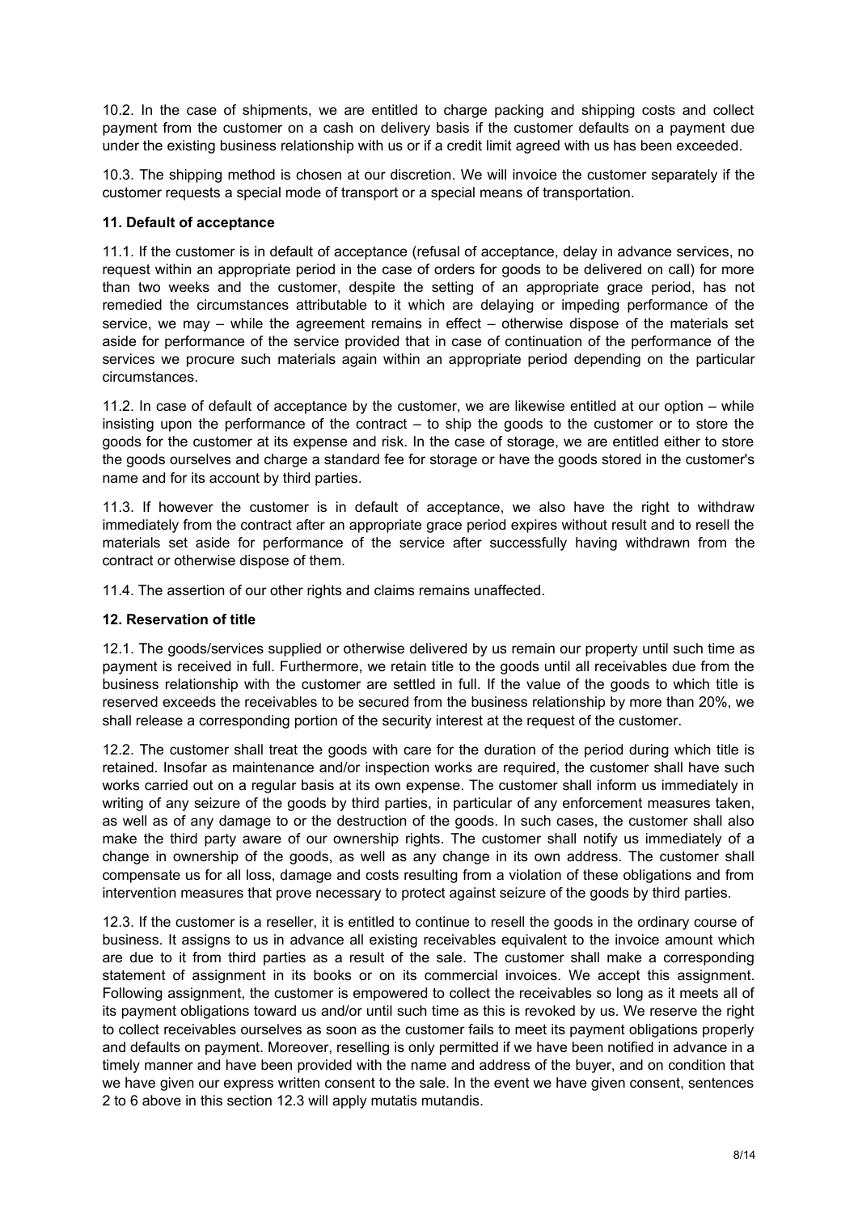10.2. In the case of shipments, we are entitled to charge packing and shipping costs and collect payment from the customer on a cash on delivery basis if the customer defaults on a payment due under the existing business relationship with us or if a credit limit agreed with us has been exceeded.

10.3. The shipping method is chosen at our discretion. We will invoice the customer separately if the customer requests a special mode of transport or a special means of transportation.

**11. Default of acceptance**

11.1. If the customer is in default of acceptance (refusal of acceptance, delay in advance services, no request within an appropriate period in the case of orders for goods to be delivered on call) for more than two weeks and the customer, despite the setting of an appropriate grace period, has not remedied the circumstances attributable to it which are delaying or impeding performance of the service, we may – while the agreement remains in effect – otherwise dispose of the materials set aside for performance of the service provided that in case of continuation of the performance of the services we procure such materials again within an appropriate period depending on the particular circumstances.

11.2. In case of default of acceptance by the customer, we are likewise entitled at our option – while insisting upon the performance of the contract – to ship the goods to the customer or to store the goods for the customer at its expense and risk. In the case of storage, we are entitled either to store the goods ourselves and charge a standard fee for storage or have the goods stored in the customer's name and for its account by third parties.

11.3. If however the customer is in default of acceptance, we also have the right to withdraw immediately from the contract after an appropriate grace period expires without result and to resell the materials set aside for performance of the service after successfully having withdrawn from the contract or otherwise dispose of them.

11.4. The assertion of our other rights and claims remains unaffected.

**12. Reservation of title**

12.1. The goods/services supplied or otherwise delivered by us remain our property until such time as payment is received in full. Furthermore, we retain title to the goods until all receivables due from the business relationship with the customer are settled in full. If the value of the goods to which title is reserved exceeds the receivables to be secured from the business relationship by more than 20%, we shall release a corresponding portion of the security interest at the request of the customer.

12.2. The customer shall treat the goods with care for the duration of the period during which title is retained. Insofar as maintenance and/or inspection works are required, the customer shall have such works carried out on a regular basis at its own expense. The customer shall inform us immediately in writing of any seizure of the goods by third parties, in particular of any enforcement measures taken, as well as of any damage to or the destruction of the goods. In such cases, the customer shall also make the third party aware of our ownership rights. The customer shall notify us immediately of a change in ownership of the goods, as well as any change in its own address. The customer shall compensate us for all loss, damage and costs resulting from a violation of these obligations and from intervention measures that prove necessary to protect against seizure of the goods by third parties.

12.3. If the customer is a reseller, it is entitled to continue to resell the goods in the ordinary course of business. It assigns to us in advance all existing receivables equivalent to the invoice amount which are due to it from third parties as a result of the sale. The customer shall make a corresponding statement of assignment in its books or on its commercial invoices. We accept this assignment. Following assignment, the customer is empowered to collect the receivables so long as it meets all of its payment obligations toward us and/or until such time as this is revoked by us. We reserve the right to collect receivables ourselves as soon as the customer fails to meet its payment obligations properly and defaults on payment. Moreover, reselling is only permitted if we have been notified in advance in a timely manner and have been provided with the name and address of the buyer, and on condition that we have given our express written consent to the sale. In the event we have given consent, sentences 2 to 6 above in this section 12.3 will apply mutatis mutandis.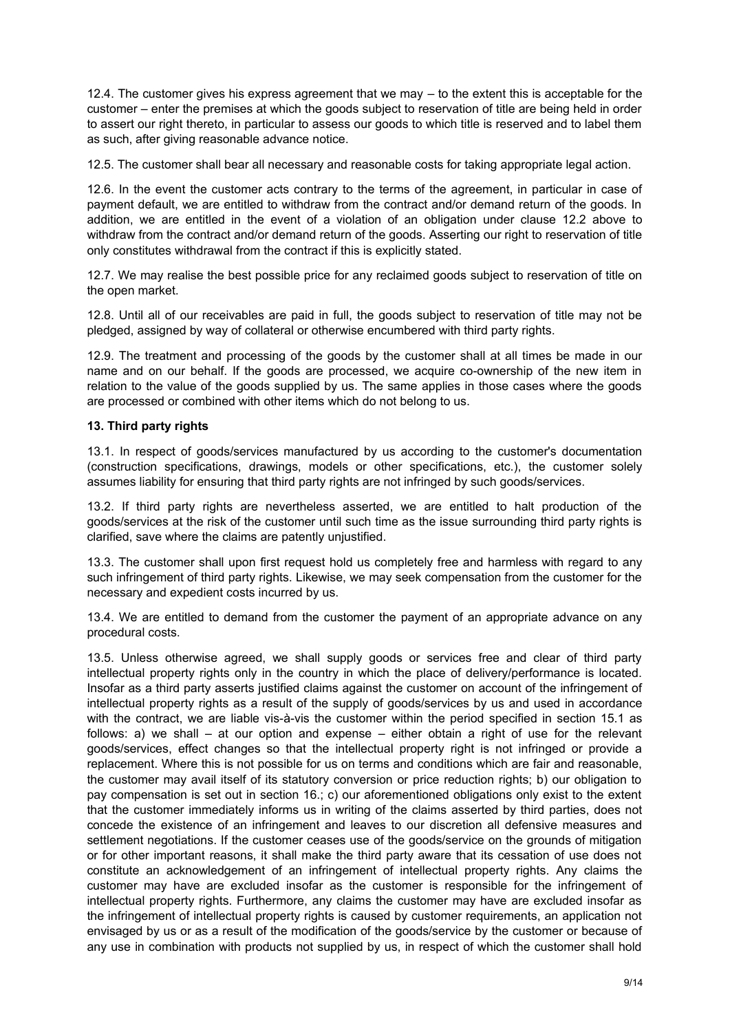12.4. The customer gives his express agreement that we may – to the extent this is acceptable for the customer – enter the premises at which the goods subject to reservation of title are being held in order to assert our right thereto, in particular to assess our goods to which title is reserved and to label them as such, after giving reasonable advance notice.

12.5. The customer shall bear all necessary and reasonable costs for taking appropriate legal action.

12.6. In the event the customer acts contrary to the terms of the agreement, in particular in case of payment default, we are entitled to withdraw from the contract and/or demand return of the goods. In addition, we are entitled in the event of a violation of an obligation under clause 12.2 above to withdraw from the contract and/or demand return of the goods. Asserting our right to reservation of title only constitutes withdrawal from the contract if this is explicitly stated.

12.7. We may realise the best possible price for any reclaimed goods subject to reservation of title on the open market.

12.8. Until all of our receivables are paid in full, the goods subject to reservation of title may not be pledged, assigned by way of collateral or otherwise encumbered with third party rights.

12.9. The treatment and processing of the goods by the customer shall at all times be made in our name and on our behalf. If the goods are processed, we acquire co-ownership of the new item in relation to the value of the goods supplied by us. The same applies in those cases where the goods are processed or combined with other items which do not belong to us.

**13. Third party rights**

13.1. In respect of goods/services manufactured by us according to the customer's documentation (construction specifications, drawings, models or other specifications, etc.), the customer solely assumes liability for ensuring that third party rights are not infringed by such goods/services.

13.2. If third party rights are nevertheless asserted, we are entitled to halt production of the goods/services at the risk of the customer until such time as the issue surrounding third party rights is clarified, save where the claims are patently unjustified.

13.3. The customer shall upon first request hold us completely free and harmless with regard to any such infringement of third party rights. Likewise, we may seek compensation from the customer for the necessary and expedient costs incurred by us.

13.4. We are entitled to demand from the customer the payment of an appropriate advance on any procedural costs.

13.5. Unless otherwise agreed, we shall supply goods or services free and clear of third party intellectual property rights only in the country in which the place of delivery/performance is located. Insofar as a third party asserts justified claims against the customer on account of the infringement of intellectual property rights as a result of the supply of goods/services by us and used in accordance with the contract, we are liable vis-à-vis the customer within the period specified in section 15.1 as follows: a) we shall – at our option and expense – either obtain a right of use for the relevant goods/services, effect changes so that the intellectual property right is not infringed or provide a replacement. Where this is not possible for us on terms and conditions which are fair and reasonable, the customer may avail itself of its statutory conversion or price reduction rights; b) our obligation to pay compensation is set out in section 16.; c) our aforementioned obligations only exist to the extent that the customer immediately informs us in writing of the claims asserted by third parties, does not concede the existence of an infringement and leaves to our discretion all defensive measures and settlement negotiations. If the customer ceases use of the goods/service on the grounds of mitigation or for other important reasons, it shall make the third party aware that its cessation of use does not constitute an acknowledgement of an infringement of intellectual property rights. Any claims the customer may have are excluded insofar as the customer is responsible for the infringement of intellectual property rights. Furthermore, any claims the customer may have are excluded insofar as the infringement of intellectual property rights is caused by customer requirements, an application not envisaged by us or as a result of the modification of the goods/service by the customer or because of any use in combination with products not supplied by us, in respect of which the customer shall hold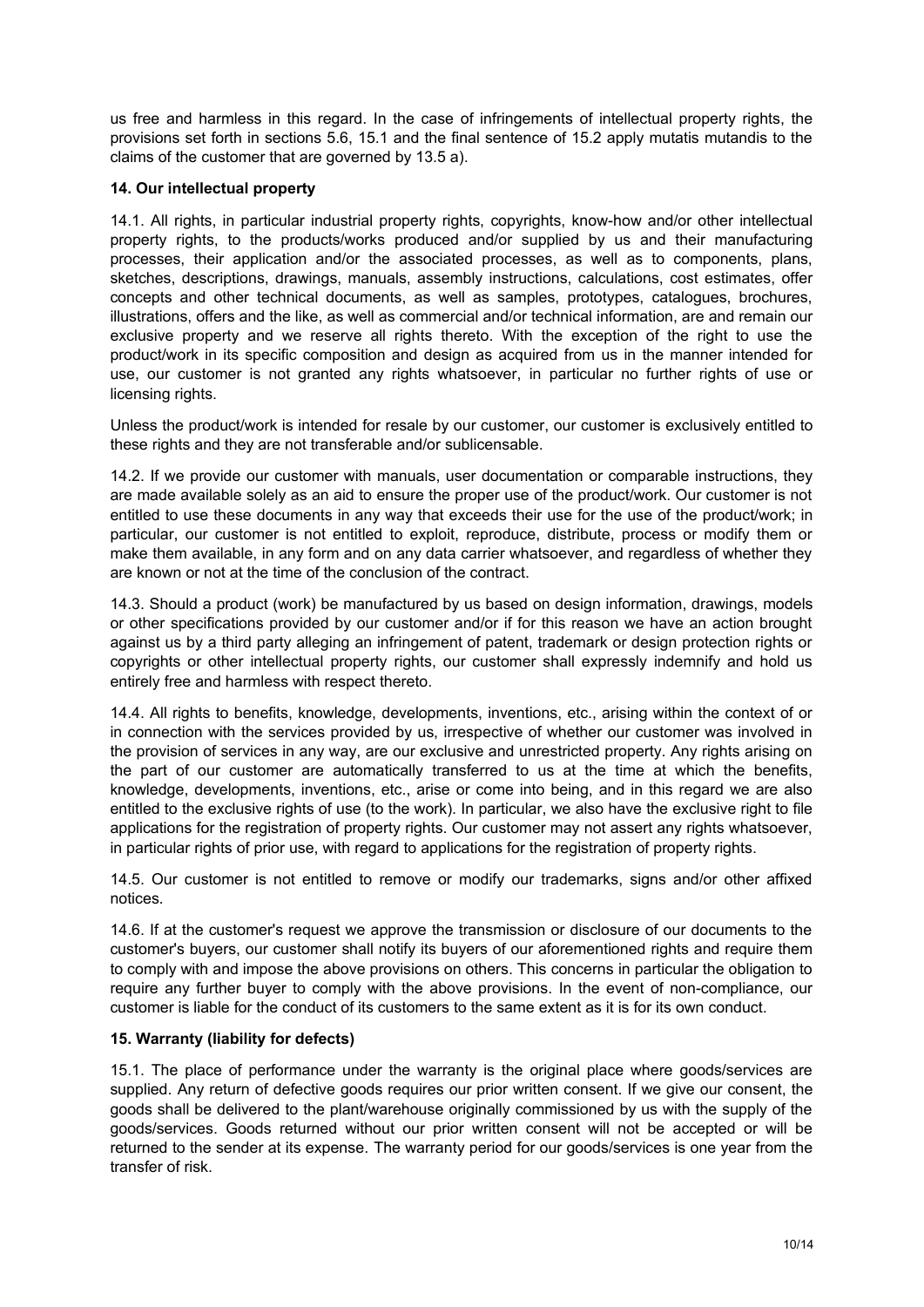us free and harmless in this regard. In the case of infringements of intellectual property rights, the provisions set forth in sections 5.6, 15.1 and the final sentence of 15.2 apply mutatis mutandis to the claims of the customer that are governed by 13.5 a).

### 14. Our intellectual property

14.1. All rights, in particular industrial property rights, copyrights, know-how and/or other intellectual property rights, to the products/works produced and/or supplied by us and their manufacturing processes, their application and/or the associated processes, as well as to components, plans, sketches, descriptions, drawings, manuals, assembly instructions, calculations, cost estimates, offer concepts and other technical documents, as well as samples, prototypes, catalogues, brochures, illustrations, offers and the like, as well as commercial and/or technical information, are and remain our exclusive property and we reserve all rights thereto. With the exception of the right to use the product/work in its specific composition and design as acquired from us in the manner intended for use, our customer is not granted any rights whatsoever, in particular no further rights of use or licensing rights.

Unless the product/work is intended for resale by our customer, our customer is exclusively entitled to these rights and they are not transferable and/or sublicensable.

14.2. If we provide our customer with manuals, user documentation or comparable instructions, they are made available solely as an aid to ensure the proper use of the product/work. Our customer is not entitled to use these documents in any way that exceeds their use for the use of the product/work; in particular, our customer is not entitled to exploit, reproduce, distribute, process or modify them or make them available, in any form and on any data carrier whatsoever, and regardless of whether they are known or not at the time of the conclusion of the contract.

14.3. Should a product (work) be manufactured by us based on design information, drawings, models or other specifications provided by our customer and/or if for this reason we have an action brought against us by a third party alleging an infringement of patent, trademark or design protection rights or copyrights or other intellectual property rights, our customer shall expressly indemnify and hold us entirely free and harmless with respect thereto.

14.4. All rights to benefits, knowledge, developments, inventions, etc., arising within the context of or in connection with the services provided by us, irrespective of whether our customer was involved in the provision of services in any way, are our exclusive and unrestricted property. Any rights arising on the part of our customer are automatically transferred to us at the time at which the benefits, knowledge, developments, inventions, etc., arise or come into being, and in this regard we are also entitled to the exclusive rights of use (to the work). In particular, we also have the exclusive right to file applications for the registration of property rights. Our customer may not assert any rights whatsoever, in particular rights of prior use, with regard to applications for the registration of property rights.

14.5. Our customer is not entitled to remove or modify our trademarks, signs and/or other affixed notices.

14.6. If at the customer's request we approve the transmission or disclosure of our documents to the customer's buyers, our customer shall notify its buyers of our aforementioned rights and require them to comply with and impose the above provisions on others. This concerns in particular the obligation to require any further buyer to comply with the above provisions. In the event of non-compliance, our customer is liable for the conduct of its customers to the same extent as it is for its own conduct.

### 15. Warranty (liability for defects)

15.1. The place of performance under the warranty is the original place where goods/services are supplied. Any return of defective goods requires our prior written consent. If we give our consent, the goods shall be delivered to the plant/warehouse originally commissioned by us with the supply of the goods/services. Goods returned without our prior written consent will not be accepted or will be returned to the sender at its expense. The warranty period for our goods/services is one year from the transfer of risk.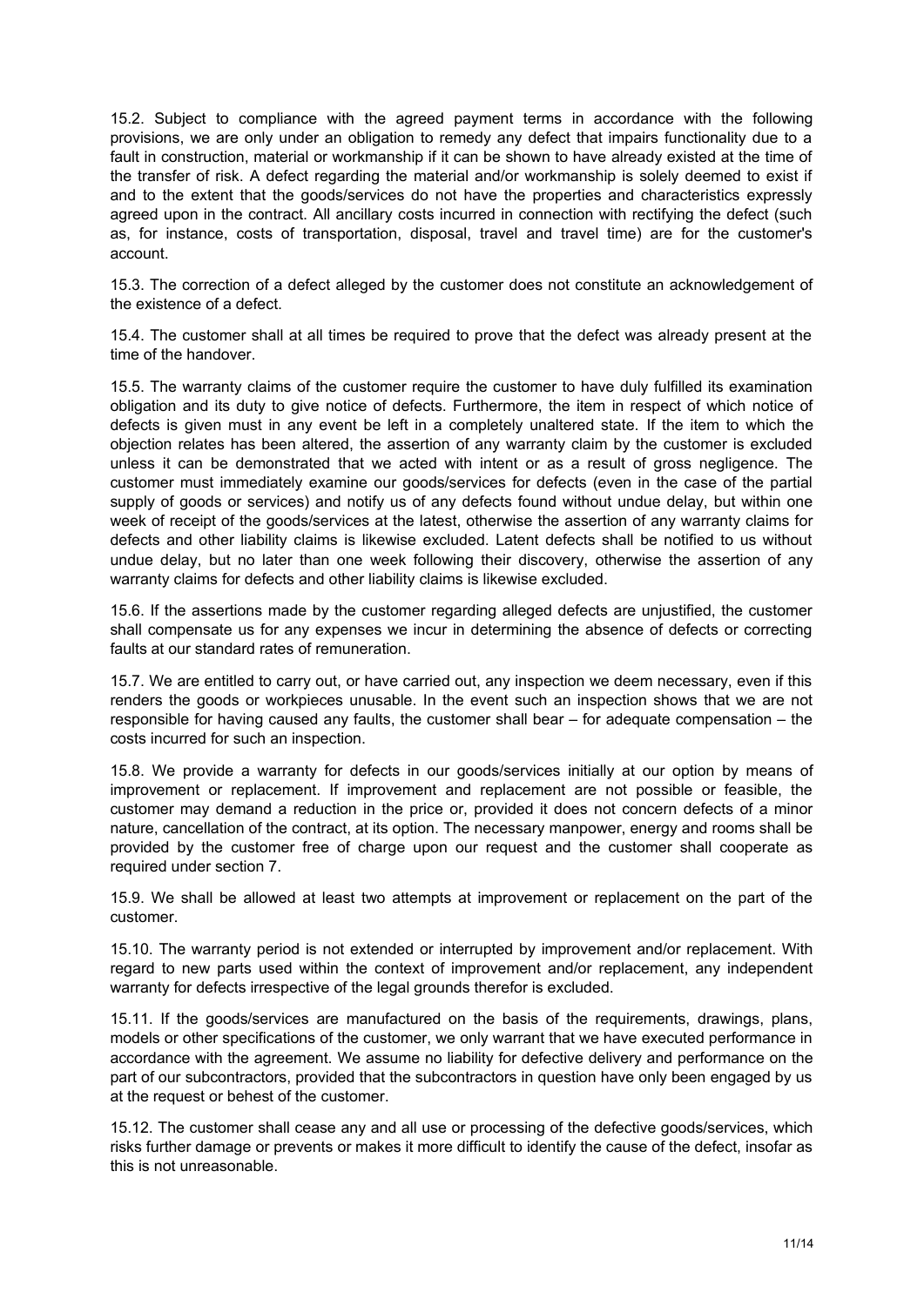15.2. Subject to compliance with the agreed payment terms in accordance with the following provisions, we are only under an obligation to remedy any defect that impairs functionality due to a fault in construction, material or workmanship if it can be shown to have already existed at the time of the transfer of risk. A defect regarding the material and/or workmanship is solely deemed to exist if and to the extent that the goods/services do not have the properties and characteristics expressly agreed upon in the contract. All ancillary costs incurred in connection with rectifying the defect (such as, for instance, costs of transportation, disposal, travel and travel time) are for the customer's account.

15.3. The correction of a defect alleged by the customer does not constitute an acknowledgement of the existence of a defect.

15.4. The customer shall at all times be required to prove that the defect was already present at the time of the handover.

15.5. The warranty claims of the customer require the customer to have duly fulfilled its examination obligation and its duty to give notice of defects. Furthermore, the item in respect of which notice of defects is given must in any event be left in a completely unaltered state. If the item to which the objection relates has been altered, the assertion of any warranty claim by the customer is excluded unless it can be demonstrated that we acted with intent or as a result of gross negligence. The customer must immediately examine our goods/services for defects (even in the case of the partial supply of goods or services) and notify us of any defects found without undue delay, but within one week of receipt of the goods/services at the latest, otherwise the assertion of any warranty claims for defects and other liability claims is likewise excluded. Latent defects shall be notified to us without undue delay, but no later than one week following their discovery, otherwise the assertion of any warranty claims for defects and other liability claims is likewise excluded.

15.6. If the assertions made by the customer regarding alleged defects are unjustified, the customer shall compensate us for any expenses we incur in determining the absence of defects or correcting faults at our standard rates of remuneration.

15.7. We are entitled to carry out, or have carried out, any inspection we deem necessary, even if this renders the goods or workpieces unusable. In the event such an inspection shows that we are not responsible for having caused any faults, the customer shall bear – for adequate compensation – the costs incurred for such an inspection.

15.8. We provide a warranty for defects in our goods/services initially at our option by means of improvement or replacement. If improvement and replacement are not possible or feasible, the customer may demand a reduction in the price or, provided it does not concern defects of a minor nature, cancellation of the contract, at its option. The necessary manpower, energy and rooms shall be provided by the customer free of charge upon our request and the customer shall cooperate as required under section 7.

15.9. We shall be allowed at least two attempts at improvement or replacement on the part of the customer.

15.10. The warranty period is not extended or interrupted by improvement and/or replacement. With regard to new parts used within the context of improvement and/or replacement, any independent warranty for defects irrespective of the legal grounds therefor is excluded.

15.11. If the goods/services are manufactured on the basis of the requirements, drawings, plans, models or other specifications of the customer, we only warrant that we have executed performance in accordance with the agreement. We assume no liability for defective delivery and performance on the part of our subcontractors, provided that the subcontractors in question have only been engaged by us at the request or behest of the customer.

15.12. The customer shall cease any and all use or processing of the defective goods/services, which risks further damage or prevents or makes it more difficult to identify the cause of the defect, insofar as this is not unreasonable.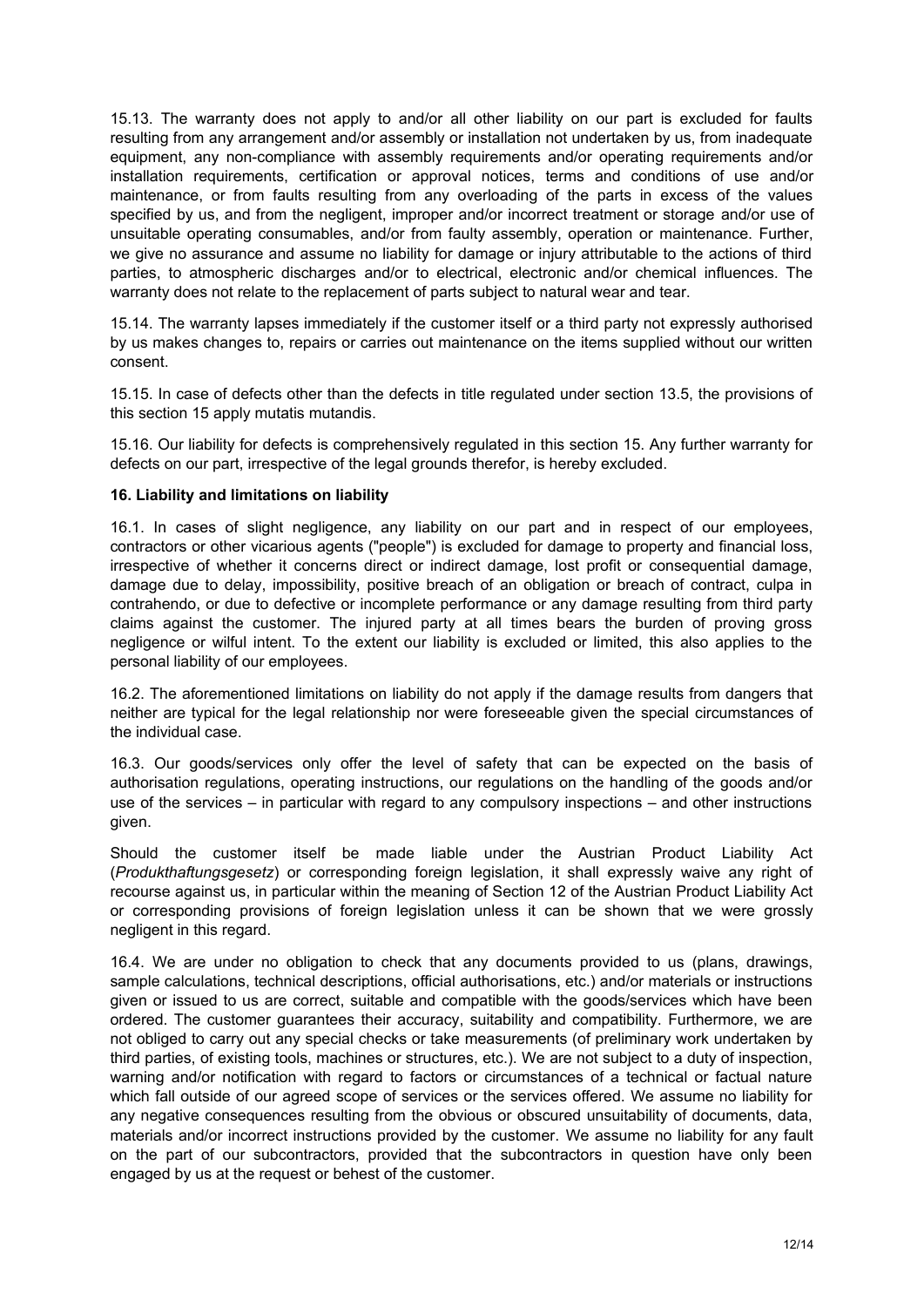15.13. The warranty does not apply to and/or all other liability on our part is excluded for faults resulting from any arrangement and/or assembly or installation not undertaken by us, from inadequate equipment, any non-compliance with assembly requirements and/or operating requirements and/or installation requirements, certification or approval notices, terms and conditions of use and/or maintenance, or from faults resulting from any overloading of the parts in excess of the values specified by us, and from the negligent, improper and/or incorrect treatment or storage and/or use of unsuitable operating consumables, and/or from faulty assembly, operation or maintenance. Further, we give no assurance and assume no liability for damage or injury attributable to the actions of third parties, to atmospheric discharges and/or to electrical, electronic and/or chemical influences. The warranty does not relate to the replacement of parts subject to natural wear and tear.

15.14. The warranty lapses immediately if the customer itself or a third party not expressly authorised by us makes changes to, repairs or carries out maintenance on the items supplied without our written consent.

15.15. In case of defects other than the defects in title regulated under section 13.5, the provisions of this section 15 apply mutatis mutandis.

15.16. Our liability for defects is comprehensively regulated in this section 15. Any further warranty for defects on our part, irrespective of the legal grounds therefor, is hereby excluded.

**16. Liability and limitations on liability**

16.1. In cases of slight negligence, any liability on our part and in respect of our employees, contractors or other vicarious agents ("people") is excluded for damage to property and financial loss, irrespective of whether it concerns direct or indirect damage, lost profit or consequential damage, damage due to delay, impossibility, positive breach of an obligation or breach of contract, culpa in contrahendo, or due to defective or incomplete performance or any damage resulting from third party claims against the customer. The injured party at all times bears the burden of proving gross negligence or wilful intent. To the extent our liability is excluded or limited, this also applies to the personal liability of our employees.

16.2. The aforementioned limitations on liability do not apply if the damage results from dangers that neither are typical for the legal relationship nor were foreseeable given the special circumstances of the individual case.

16.3. Our goods/services only offer the level of safety that can be expected on the basis of authorisation regulations, operating instructions, our regulations on the handling of the goods and/or use of the services – in particular with regard to any compulsory inspections – and other instructions given.

Should the customer itself be made liable under the Austrian Product Liability Act (*Produkthaftungsgesetz*) or corresponding foreign legislation, it shall expressly waive any right of recourse against us, in particular within the meaning of Section 12 of the Austrian Product Liability Act or corresponding provisions of foreign legislation unless it can be shown that we were grossly negligent in this regard.

16.4. We are under no obligation to check that any documents provided to us (plans, drawings, sample calculations, technical descriptions, official authorisations, etc.) and/or materials or instructions given or issued to us are correct, suitable and compatible with the goods/services which have been ordered. The customer guarantees their accuracy, suitability and compatibility. Furthermore, we are not obliged to carry out any special checks or take measurements (of preliminary work undertaken by third parties, of existing tools, machines or structures, etc.). We are not subject to a duty of inspection, warning and/or notification with regard to factors or circumstances of a technical or factual nature which fall outside of our agreed scope of services or the services offered. We assume no liability for any negative consequences resulting from the obvious or obscured unsuitability of documents, data, materials and/or incorrect instructions provided by the customer. We assume no liability for any fault on the part of our subcontractors, provided that the subcontractors in question have only been engaged by us at the request or behest of the customer.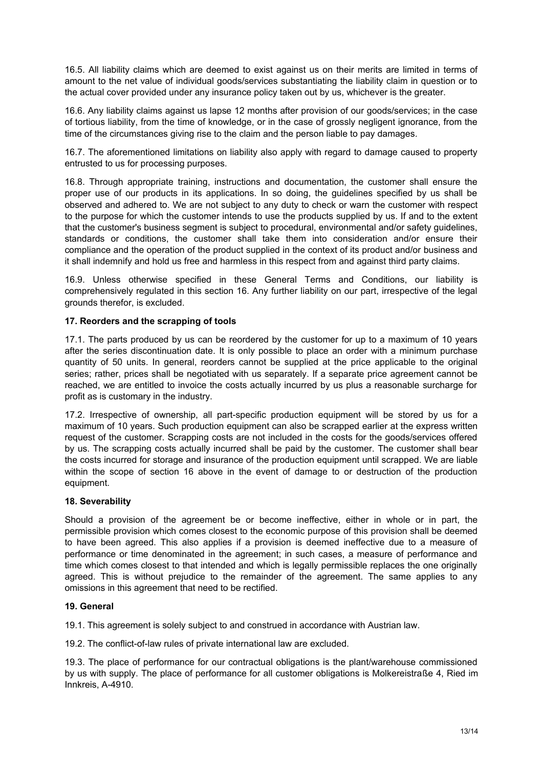16.5. All liability claims which are deemed to exist against us on their merits are limited in terms of amount to the net value of individual goods/services substantiating the liability claim in question or to the actual cover provided under any insurance policy taken out by us, whichever is the greater.

16.6. Any liability claims against us lapse 12 months after provision of our goods/services; in the case of tortious liability, from the time of knowledge, or in the case of grossly negligent ignorance, from the time of the circumstances giving rise to the claim and the person liable to pay damages.

16.7. The aforementioned limitations on liability also apply with regard to damage caused to property entrusted to us for processing purposes.

16.8. Through appropriate training, instructions and documentation, the customer shall ensure the proper use of our products in its applications. In so doing, the guidelines specified by us shall be observed and adhered to. We are not subject to any duty to check or warn the customer with respect to the purpose for which the customer intends to use the products supplied by us. If and to the extent that the customer's business segment is subject to procedural, environmental and/or safety guidelines, standards or conditions, the customer shall take them into consideration and/or ensure their compliance and the operation of the product supplied in the context of its product and/or business and it shall indemnify and hold us free and harmless in this respect from and against third party claims.

16.9. Unless otherwise specified in these General Terms and Conditions, our liability is comprehensively regulated in this section 16. Any further liability on our part, irrespective of the legal grounds therefor, is excluded.

## 17. Reorders and the scrapping of tools

17.1. The parts produced by us can be reordered by the customer for up to a maximum of 10 years after the series discontinuation date. It is only possible to place an order with a minimum purchase quantity of 50 units. In general, reorders cannot be supplied at the price applicable to the original series; rather, prices shall be negotiated with us separately. If a separate price agreement cannot be reached, we are entitled to invoice the costs actually incurred by us plus a reasonable surcharge for profit as is customary in the industry.

17.2. Irrespective of ownership, all part-specific production equipment will be stored by us for a maximum of 10 years. Such production equipment can also be scrapped earlier at the express written request of the customer. Scrapping costs are not included in the costs for the goods/services offered by us. The scrapping costs actually incurred shall be paid by the customer. The customer shall bear the costs incurred for storage and insurance of the production equipment until scrapped. We are liable within the scope of section 16 above in the event of damage to or destruction of the production equipment.

## 18. Severability

Should a provision of the agreement be or become ineffective, either in whole or in part, the permissible provision which comes closest to the economic purpose of this provision shall be deemed to have been agreed. This also applies if a provision is deemed ineffective due to a measure of performance or time denominated in the agreement; in such cases, a measure of performance and time which comes closest to that intended and which is legally permissible replaces the one originally agreed. This is without prejudice to the remainder of the agreement. The same applies to any omissions in this agreement that need to be rectified.

## 19. General

19.1. This agreement is solely subject to and construed in accordance with Austrian law.

19.2. The conflict-of-law rules of private international law are excluded.

19.3. The place of performance for our contractual obligations is the plant/warehouse commissioned by us with supply. The place of performance for all customer obligations is Molkereistraße 4, Ried im Innkreis, A-4910.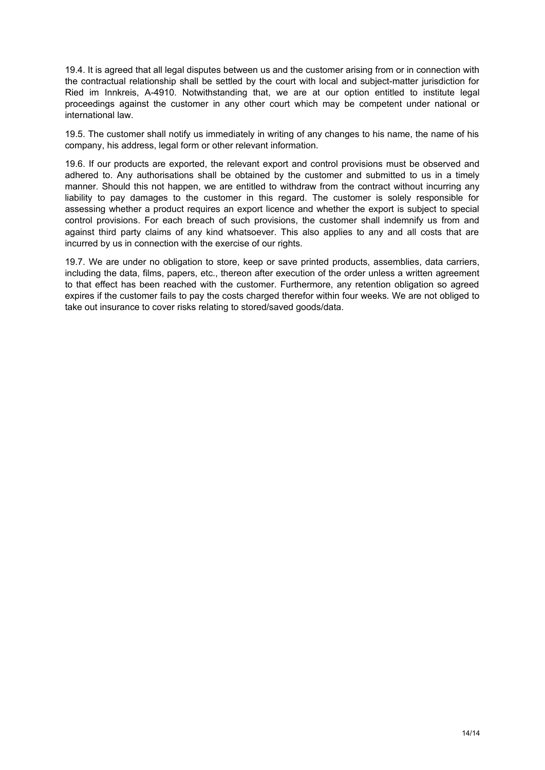19.4. It is agreed that all legal disputes between us and the customer arising from or in connection with the contractual relationship shall be settled by the court with local and subject-matter jurisdiction for Ried im Innkreis, A-4910. Notwithstanding that, we are at our option entitled to institute legal proceedings against the customer in any other court which may be competent under national or international law.

19.5. The customer shall notify us immediately in writing of any changes to his name, the name of his company, his address, legal form or other relevant information.

19.6. If our products are exported, the relevant export and control provisions must be observed and adhered to. Any authorisations shall be obtained by the customer and submitted to us in a timely manner. Should this not happen, we are entitled to withdraw from the contract without incurring any liability to pay damages to the customer in this regard. The customer is solely responsible for assessing whether a product requires an export licence and whether the export is subject to special control provisions. For each breach of such provisions, the customer shall indemnify us from and against third party claims of any kind whatsoever. This also applies to any and all costs that are incurred by us in connection with the exercise of our rights.

19.7. We are under no obligation to store, keep or save printed products, assemblies, data carriers, including the data, films, papers, etc., thereon after execution of the order unless a written agreement to that effect has been reached with the customer. Furthermore, any retention obligation so agreed expires if the customer fails to pay the costs charged therefor within four weeks. We are not obliged to take out insurance to cover risks relating to stored/saved goods/data.